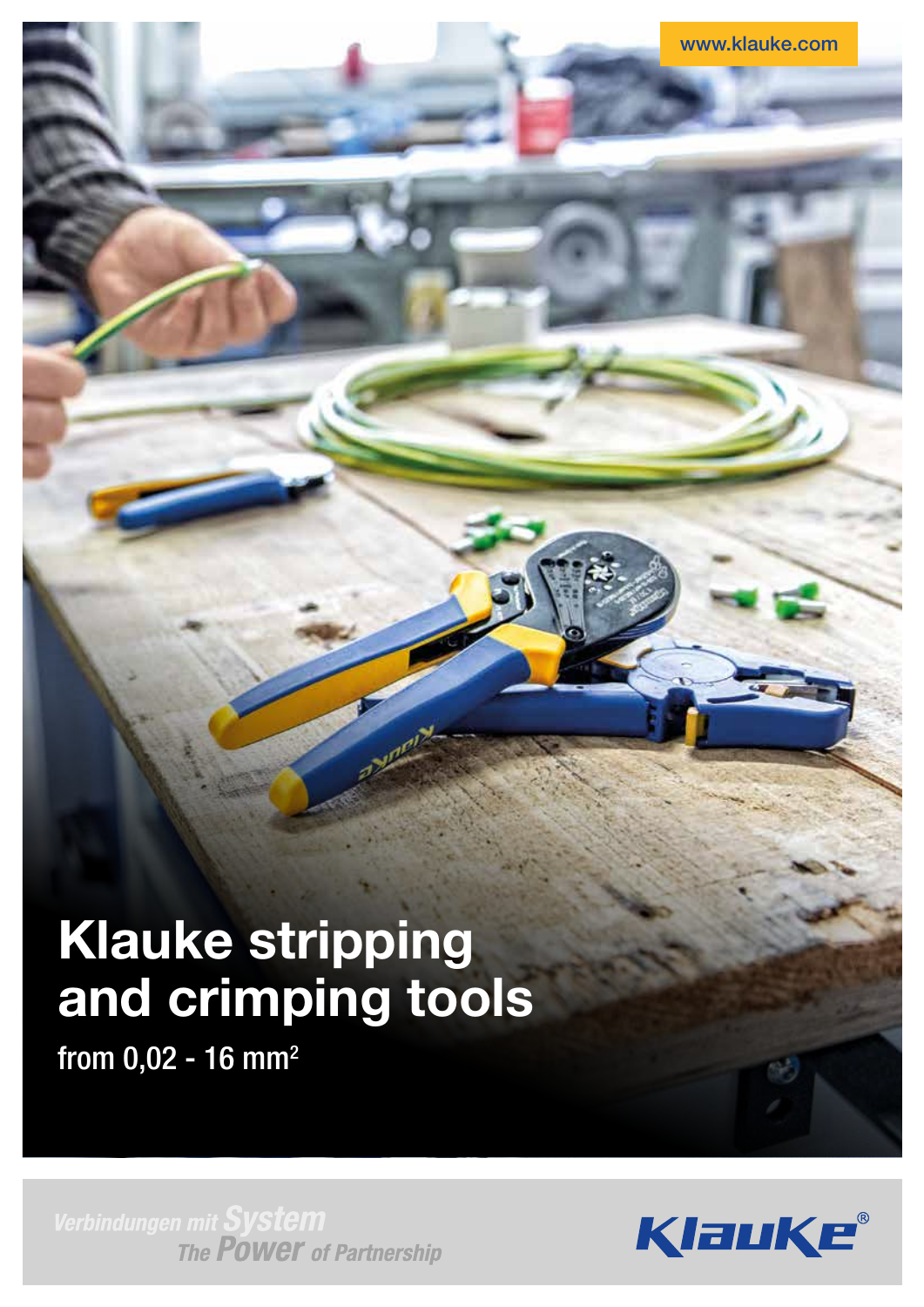www.klauke.com

# Klauke stripping and crimping tools

from 0,02 - 16 mm²

*Verbindungen mit System*
*The Power of Partnership*

Klauke®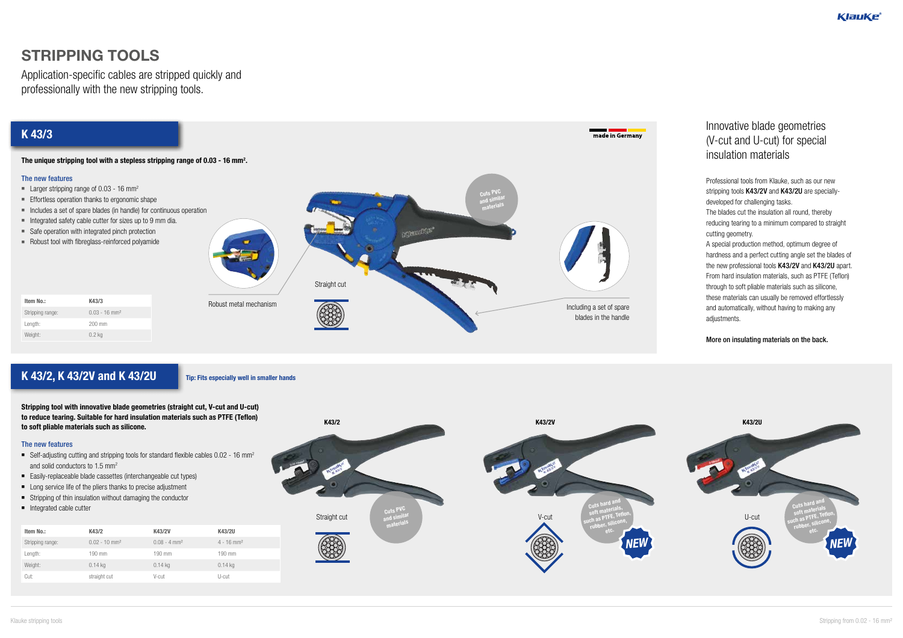# STRIPPING TOOLS

Application-specific cables are stripped quickly and professionally with the new stripping tools.

## K 43/3

made in Germany

**The unique stripping tool with a stepless stripping range of 0.03 - 16 mm².**

### The new features

- Larger stripping range of 0.03 - 16 mm²
- Effortless operation thanks to ergonomic shape
- Includes a set of spare blades (in handle) for continuous operation
- Integrated safety cable cutter for sizes up to 9 mm dia.
- Safe operation with integrated pinch protection
- Robust tool with fibreglass-reinforced polyamide

| Item No.: | K43/3 |
|---|---|
| Stripping range: | 0.03 - 16 mm² |
| Length: | 200 mm |
| Weight: | 0.2 kg |

Robust metal mechanism

Straight cut

Cuts PVC and similar materials

Including a set of spare blades in the handle

## Innovative blade geometries (V-cut and U-cut) for special insulation materials

Professional tools from Klauke, such as our new stripping tools **K43/2V** and **K43/2U** are specially-developed for challenging tasks.
The blades cut the insulation all round, thereby reducing tearing to a minimum compared to straight cutting geometry.
A special production method, optimum degree of hardness and a perfect cutting angle set the blades of the new professional tools **K43/2V** and **K43/2U** apart. From hard insulation materials, such as PTFE (Teflon) through to soft pliable materials such as silicone, these materials can usually be removed effortlessly and automatically, without having to making any adjustments.

**More on insulating materials on the back.**

## K 43/2, K 43/2V and K 43/2U

**Tip: Fits especially well in smaller hands**

**Stripping tool with innovative blade geometries (straight cut, V-cut and U-cut) to reduce tearing. Suitable for hard insulation materials such as PTFE (Teflon) to soft pliable materials such as silicone.**

### The new features

- Self-adjusting cutting and stripping tools for standard flexible cables 0.02 - 16 mm² and solid conductors to 1.5 mm²
- Easily-replaceable blade cassettes (interchangeable cut types)
- Long service life of the pliers thanks to precise adjustment
- Stripping of thin insulation without damaging the conductor
- Integrated cable cutter

| Item No.: | K43/2 | K43/2V | K43/2U |
|---|---|---|---|
| Stripping range: | 0.02 - 10 mm² | 0.08 - 4 mm² | 4 - 16 mm² |
| Length: | 190 mm | 190 mm | 190 mm |
| Weight: | 0.14 kg | 0.14 kg | 0.14 kg |
| Cut: | straight cut | V-cut | U-cut |

K43/2

Straight cut

Cuts PVC and similar materials

K43/2V

V-cut

Cuts hard and soft materials, such as PTFE, Teflon, rubber, silicone, etc.

NEW

K43/2U

U-cut

Cuts hard and soft materials such as PTFE, Teflon, rubber, silicone, etc.

NEW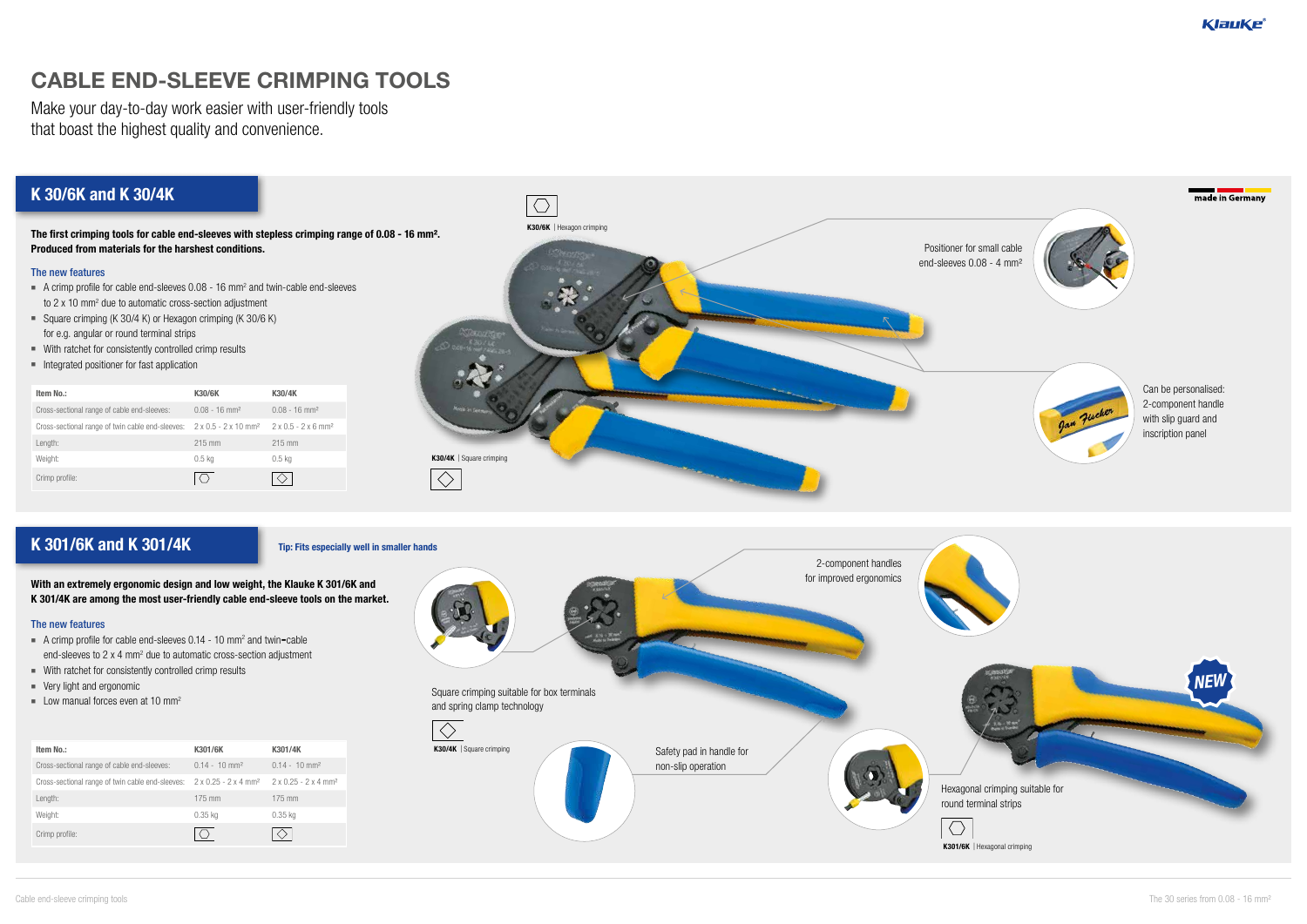# CABLE END-SLEEVE CRIMPING TOOLS

Make your day-to-day work easier with user-friendly tools that boast the highest quality and convenience.

## K 30/6K and K 30/4K

**The first crimping tools for cable end-sleeves with stepless crimping range of 0.08 - 16 mm². Produced from materials for the harshest conditions.**

### The new features

- A crimp profile for cable end-sleeves 0.08 - 16 mm² and twin-cable end-sleeves to 2 x 10 mm² due to automatic cross-section adjustment
- Square crimping (K 30/4 K) or Hexagon crimping (K 30/6 K) for e.g. angular or round terminal strips
- With ratchet for consistently controlled crimp results
- Integrated positioner for fast application

| Item No.: | K30/6K | K30/4K |
| --- | --- | --- |
| Cross-sectional range of cable end-sleeves: | 0.08 - 16 mm² | 0.08 - 16 mm² |
| Cross-sectional range of twin cable end-sleeves: | 2 x 0.5 - 2 x 10 mm² | 2 x 0.5 - 2 x 6 mm² |
| Length: | 215 mm | 215 mm |
| Weight: | 0.5 kg | 0.5 kg |
| Crimp profile: | Hexagon | Square |

K30/6K | Hexagon crimping

K30/4K | Square crimping

made in Germany

Positioner for small cable end-sleeves 0.08 - 4 mm²

Can be personalised: 2-component handle with slip guard and inscription panel

## K 301/6K and K 301/4K

**Tip: Fits especially well in smaller hands**

**With an extremely ergonomic design and low weight, the Klauke K 301/6K and K 301/4K are among the most user-friendly cable end-sleeve tools on the market.**

### The new features

- A crimp profile for cable end-sleeves 0.14 - 10 mm² and twin-cable end-sleeves to 2 x 4 mm² due to automatic cross-section adjustment
- With ratchet for consistently controlled crimp results
- Very light and ergonomic
- Low manual forces even at 10 mm²

| Item No.: | K301/6K | K301/4K |
| --- | --- | --- |
| Cross-sectional range of cable end-sleeves: | 0.14 - 10 mm² | 0.14 - 10 mm² |
| Cross-sectional range of twin cable end-sleeves: | 2 x 0.25 - 2 x 4 mm² | 2 x 0.25 - 2 x 4 mm² |
| Length: | 175 mm | 175 mm |
| Weight: | 0.35 kg | 0.35 kg |
| Crimp profile: | Hexagon | Square |

2-component handles for improved ergonomics

Square crimping suitable for box terminals and spring clamp technology

K30/4K | Square crimping

Safety pad in handle for non-slip operation

NEW

Hexagonal crimping suitable for round terminal strips

K301/6K | Hexagonal crimping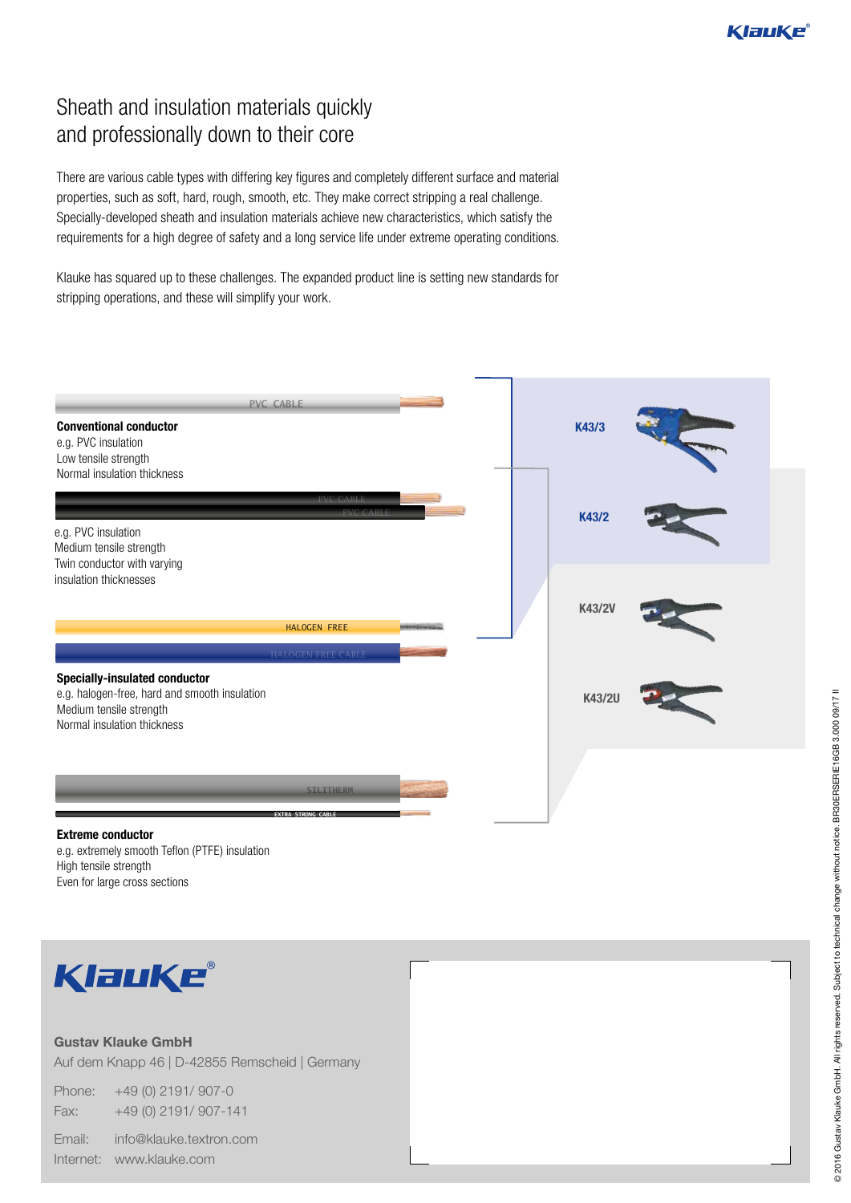# Sheath and insulation materials quickly and professionally down to their core

There are various cable types with differing key figures and completely different surface and material properties, such as soft, hard, rough, smooth, etc. They make correct stripping a real challenge. Specially-developed sheath and insulation materials achieve new characteristics, which satisfy the requirements for a high degree of safety and a long service life under extreme operating conditions.

Klauke has squared up to these challenges. The expanded product line is setting new standards for stripping operations, and these will simplify your work.

PVC CABLE

**Conventional conductor**
e.g. PVC insulation
Low tensile strength
Normal insulation thickness

PVC CABLE
PVC CABLE

e.g. PVC insulation
Medium tensile strength
Twin conductor with varying insulation thicknesses

HALOGEN FREE
HALOGEN FREE CABLE

**Specially-insulated conductor**
e.g. halogen-free, hard and smooth insulation
Medium tensile strength
Normal insulation thickness

SILITHERM
EXTRA STRONG CABLE

**Extreme conductor**
e.g. extremely smooth Teflon (PTFE) insulation
High tensile strength
Even for large cross sections

K43/3

K43/2

K43/2V

K43/2U

Klauke®

**Gustav Klauke GmbH**
Auf dem Knapp 46 | D-42855 Remscheid | Germany

Phone: +49 (0) 2191/ 907-0
Fax: +49 (0) 2191/ 907-141

Email: info@klauke.textron.com
Internet: www.klauke.com

© 2016 Gustav Klauke GmbH. All rights reserved. Subject to technical change without notice. BR30ERSERIE16GB 3.000 09/17 II